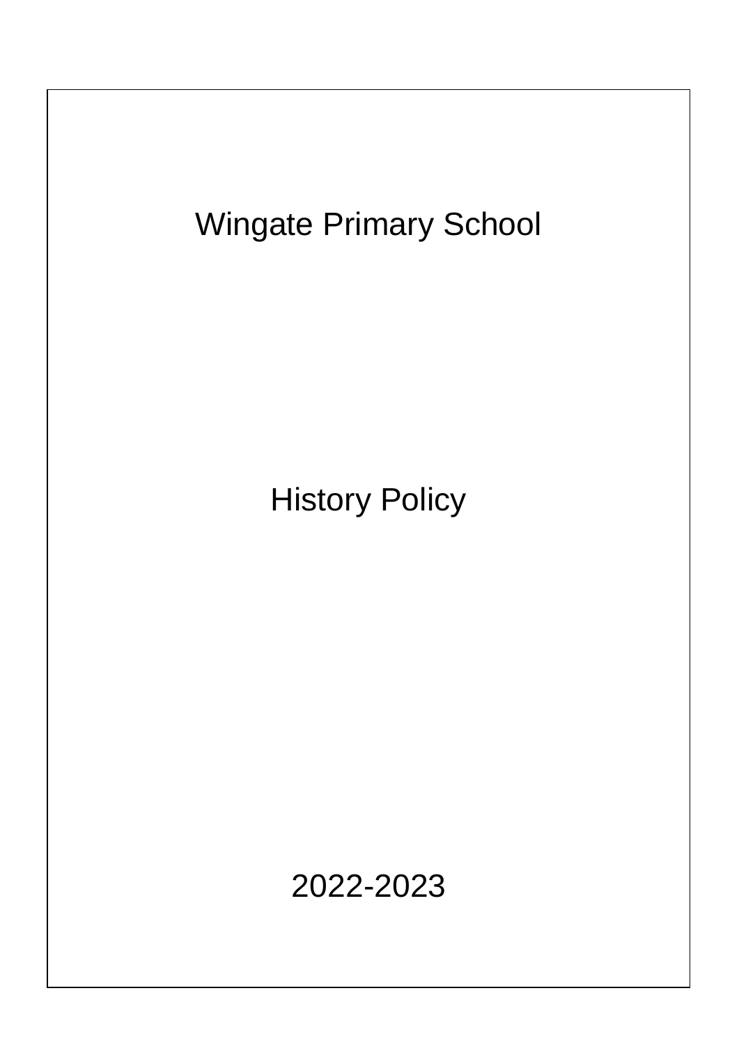# Wingate Primary School

# History Policy

2022-2023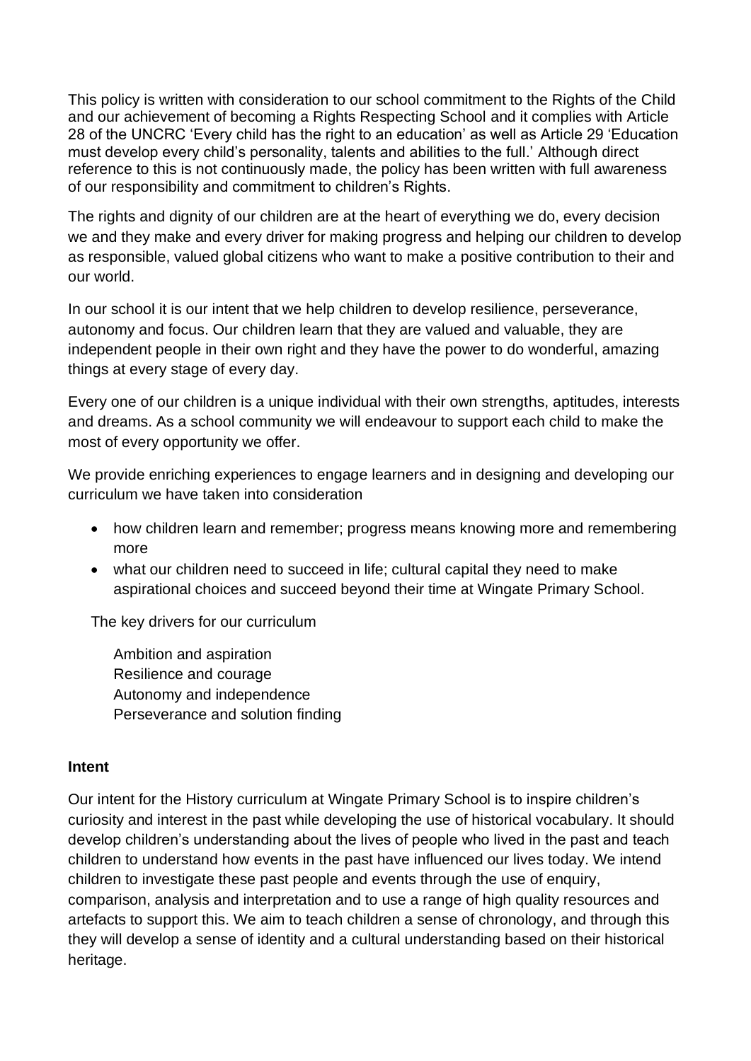This policy is written with consideration to our school commitment to the Rights of the Child and our achievement of becoming a Rights Respecting School and it complies with Article 28 of the UNCRC 'Every child has the right to an education' as well as Article 29 'Education must develop every child's personality, talents and abilities to the full.' Although direct reference to this is not continuously made, the policy has been written with full awareness of our responsibility and commitment to children's Rights.

The rights and dignity of our children are at the heart of everything we do, every decision we and they make and every driver for making progress and helping our children to develop as responsible, valued global citizens who want to make a positive contribution to their and our world.

In our school it is our intent that we help children to develop resilience, perseverance, autonomy and focus. Our children learn that they are valued and valuable, they are independent people in their own right and they have the power to do wonderful, amazing things at every stage of every day.

Every one of our children is a unique individual with their own strengths, aptitudes, interests and dreams. As a school community we will endeavour to support each child to make the most of every opportunity we offer.

We provide enriching experiences to engage learners and in designing and developing our curriculum we have taken into consideration

- how children learn and remember; progress means knowing more and remembering more
- what our children need to succeed in life; cultural capital they need to make aspirational choices and succeed beyond their time at Wingate Primary School.

The key drivers for our curriculum

Ambition and aspiration
Resilience and courage
Autonomy and independence
Perseverance and solution finding

**Intent**

Our intent for the History curriculum at Wingate Primary School is to inspire children's curiosity and interest in the past while developing the use of historical vocabulary. It should develop children's understanding about the lives of people who lived in the past and teach children to understand how events in the past have influenced our lives today. We intend children to investigate these past people and events through the use of enquiry, comparison, analysis and interpretation and to use a range of high quality resources and artefacts to support this. We aim to teach children a sense of chronology, and through this they will develop a sense of identity and a cultural understanding based on their historical heritage.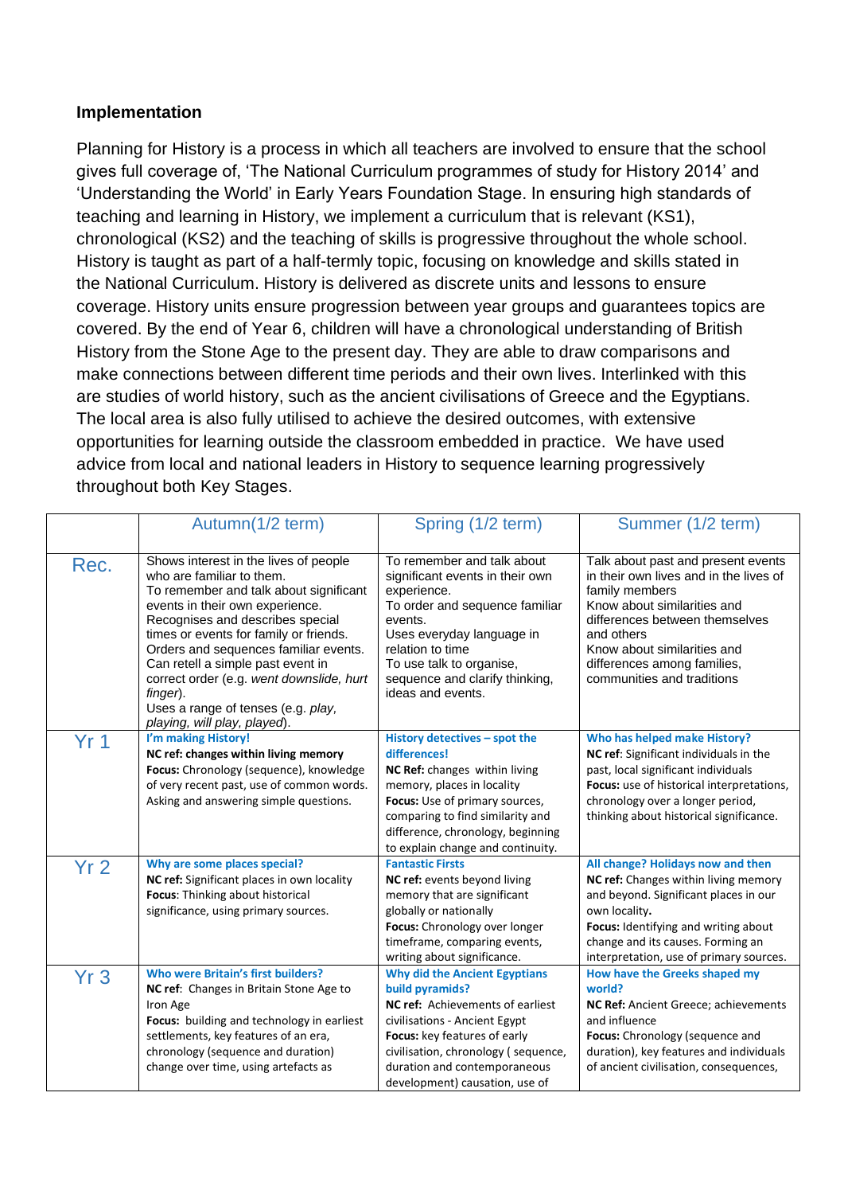**Implementation**

Planning for History is a process in which all teachers are involved to ensure that the school gives full coverage of, 'The National Curriculum programmes of study for History 2014' and 'Understanding the World' in Early Years Foundation Stage. In ensuring high standards of teaching and learning in History, we implement a curriculum that is relevant (KS1), chronological (KS2) and the teaching of skills is progressive throughout the whole school. History is taught as part of a half-termly topic, focusing on knowledge and skills stated in the National Curriculum. History is delivered as discrete units and lessons to ensure coverage. History units ensure progression between year groups and guarantees topics are covered. By the end of Year 6, children will have a chronological understanding of British History from the Stone Age to the present day. They are able to draw comparisons and make connections between different time periods and their own lives. Interlinked with this are studies of world history, such as the ancient civilisations of Greece and the Egyptians. The local area is also fully utilised to achieve the desired outcomes, with extensive opportunities for learning outside the classroom embedded in practice. We have used advice from local and national leaders in History to sequence learning progressively throughout both Key Stages.

| | Autumn(1/2 term) | Spring (1/2 term) | Summer (1/2 term) |
|---|---|---|---|
| Rec. | Shows interest in the lives of people who are familiar to them.<br>To remember and talk about significant events in their own experience.<br>Recognises and describes special times or events for family or friends.<br>Orders and sequences familiar events.<br>Can retell a simple past event in correct order (e.g. *went downslide, hurt finger*).<br>Uses a range of tenses (e.g. *play, playing, will play, played*). | To remember and talk about significant events in their own experience.<br>To order and sequence familiar events.<br>Uses everyday language in relation to time<br>To use talk to organise, sequence and clarify thinking, ideas and events. | Talk about past and present events in their own lives and in the lives of family members<br>Know about similarities and differences between themselves and others<br>Know about similarities and differences among families, communities and traditions |
| Yr 1 | **I'm making History!**<br>**NC ref: changes within living memory**<br>**Focus:** Chronology (sequence), knowledge of very recent past, use of common words. Asking and answering simple questions. | **History detectives – spot the differences!**<br>**NC Ref:** changes within living memory, places in locality<br>**Focus:** Use of primary sources, comparing to find similarity and difference, chronology, beginning to explain change and continuity. | **Who has helped make History?**<br>**NC ref**: Significant individuals in the past, local significant individuals<br>**Focus:** use of historical interpretations, chronology over a longer period, thinking about historical significance. |
| Yr 2 | **Why are some places special?**<br>**NC ref:** Significant places in own locality<br>**Focus**: Thinking about historical significance, using primary sources. | **Fantastic Firsts**<br>**NC ref:** events beyond living memory that are significant globally or nationally<br>**Focus:** Chronology over longer timeframe, comparing events, writing about significance. | **All change? Holidays now and then**<br>**NC ref:** Changes within living memory and beyond. Significant places in our own locality**.**<br>**Focus:** Identifying and writing about change and its causes. Forming an interpretation, use of primary sources. |
| Yr 3 | **Who were Britain's first builders?**<br>**NC ref**: Changes in Britain Stone Age to Iron Age<br>**Focus:** building and technology in earliest settlements, key features of an era, chronology (sequence and duration) change over time, using artefacts as | **Why did the Ancient Egyptians build pyramids?**<br>**NC ref:** Achievements of earliest civilisations - Ancient Egypt<br>**Focus:** key features of early civilisation, chronology ( sequence, duration and contemporaneous development) causation, use of | **How have the Greeks shaped my world?**<br>**NC Ref:** Ancient Greece; achievements and influence<br>**Focus:** Chronology (sequence and duration), key features and individuals of ancient civilisation, consequences, |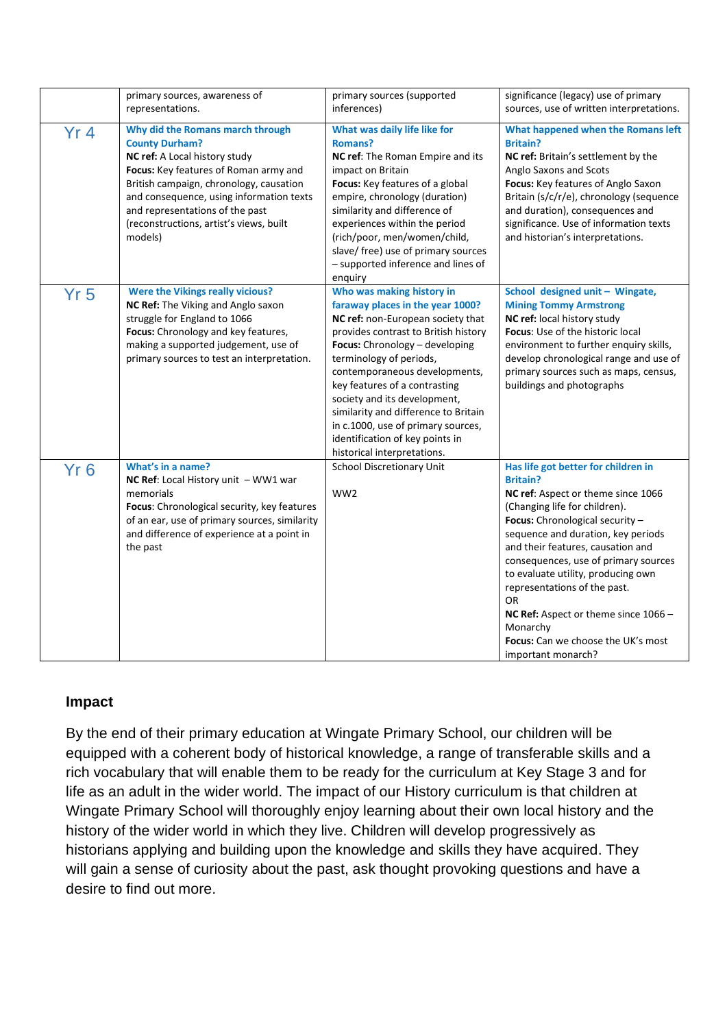| | | | |
|---|---|---|---|
| | primary sources, awareness of representations. | primary sources (supported inferences) | significance (legacy) use of primary sources, use of written interpretations. |
| Yr 4 | **Why did the Romans march through County Durham?**<br>**NC ref:** A Local history study<br>**Focus:** Key features of Roman army and British campaign, chronology, causation and consequence, using information texts and representations of the past (reconstructions, artist's views, built models) | **What was daily life like for Romans?**<br>**NC ref**: The Roman Empire and its impact on Britain<br>**Focus:** Key features of a global empire, chronology (duration) similarity and difference of experiences within the period (rich/poor, men/women/child, slave/ free) use of primary sources – supported inference and lines of enquiry | **What happened when the Romans left Britain?**<br>**NC ref:** Britain's settlement by the Anglo Saxons and Scots<br>**Focus:** Key features of Anglo Saxon Britain (s/c/r/e), chronology (sequence and duration), consequences and significance. Use of information texts and historian's interpretations. |
| Yr 5 | **Were the Vikings really vicious?**<br>**NC Ref:** The Viking and Anglo saxon struggle for England to 1066<br>**Focus:** Chronology and key features, making a supported judgement, use of primary sources to test an interpretation. | **Who was making history in faraway places in the year 1000?**<br>**NC ref:** non-European society that provides contrast to British history<br>**Focus:** Chronology – developing terminology of periods, contemporaneous developments, key features of a contrasting society and its development, similarity and difference to Britain in c.1000, use of primary sources, identification of key points in historical interpretations. | **School designed unit – Wingate, Mining Tommy Armstrong**<br>**NC ref:** local history study<br>**Focus**: Use of the historic local environment to further enquiry skills, develop chronological range and use of primary sources such as maps, census, buildings and photographs |
| Yr 6 | **What's in a name?**<br>**NC Ref**: Local History unit – WW1 war memorials<br>**Focus**: Chronological security, key features of an ear, use of primary sources, similarity and difference of experience at a point in the past | School Discretionary Unit<br><br>WW2 | **Has life got better for children in Britain?**<br>**NC ref**: Aspect or theme since 1066 (Changing life for children).<br>**Focus:** Chronological security – sequence and duration, key periods and their features, causation and consequences, use of primary sources to evaluate utility, producing own representations of the past.<br>OR<br>**NC Ref:** Aspect or theme 1066 – Monarchy<br>**Focus:** Can we choose the UK's most important monarch? |

## Impact

By the end of their primary education at Wingate Primary School, our children will be equipped with a coherent body of historical knowledge, a range of transferable skills and a rich vocabulary that will enable them to be ready for the curriculum at Key Stage 3 and for life as an adult in the wider world. The impact of our History curriculum is that children at Wingate Primary School will thoroughly enjoy learning about their own local history and the history of the wider world in which they live. Children will develop progressively as historians applying and building upon the knowledge and skills they have acquired. They will gain a sense of curiosity about the past, ask thought provoking questions and have a desire to find out more.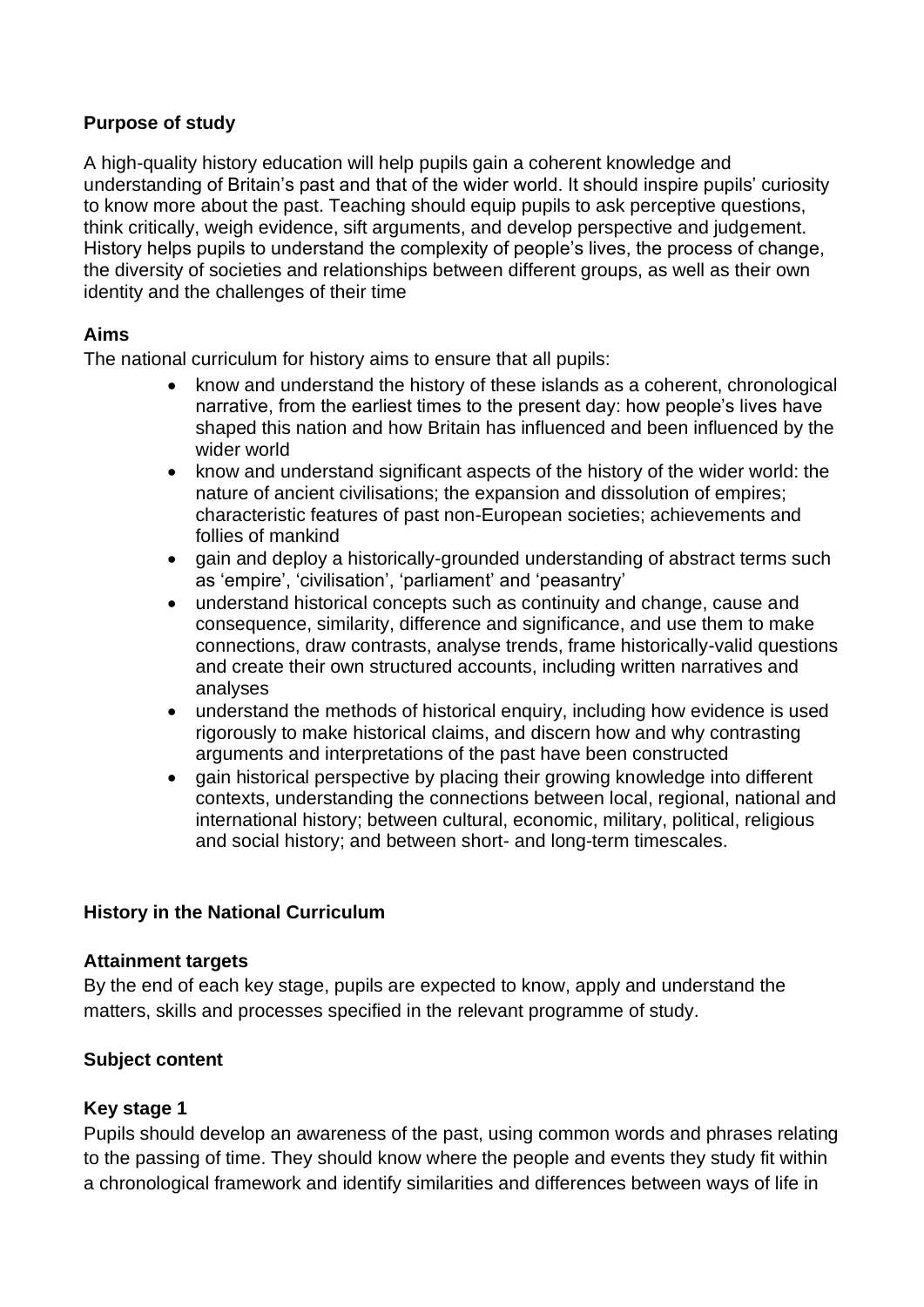**Purpose of study**

A high-quality history education will help pupils gain a coherent knowledge and understanding of Britain's past and that of the wider world. It should inspire pupils' curiosity to know more about the past. Teaching should equip pupils to ask perceptive questions, think critically, weigh evidence, sift arguments, and develop perspective and judgement. History helps pupils to understand the complexity of people's lives, the process of change, the diversity of societies and relationships between different groups, as well as their own identity and the challenges of their time

**Aims**

The national curriculum for history aims to ensure that all pupils:

- know and understand the history of these islands as a coherent, chronological narrative, from the earliest times to the present day: how people's lives have shaped this nation and how Britain has influenced and been influenced by the wider world
- know and understand significant aspects of the history of the wider world: the nature of ancient civilisations; the expansion and dissolution of empires; characteristic features of past non-European societies; achievements and follies of mankind
- gain and deploy a historically-grounded understanding of abstract terms such as 'empire', 'civilisation', 'parliament' and 'peasantry'
- understand historical concepts such as continuity and change, cause and consequence, similarity, difference and significance, and use them to make connections, draw contrasts, analyse trends, frame historically-valid questions and create their own structured accounts, including written narratives and analyses
- understand the methods of historical enquiry, including how evidence is used rigorously to make historical claims, and discern how and why contrasting arguments and interpretations of the past have been constructed
- gain historical perspective by placing their growing knowledge into different contexts, understanding the connections between local, regional, national and international history; between cultural, economic, military, political, religious and social history; and between short- and long-term timescales.

**History in the National Curriculum**

**Attainment targets**

By the end of each key stage, pupils are expected to know, apply and understand the matters, skills and processes specified in the relevant programme of study.

**Subject content**

**Key stage 1**

Pupils should develop an awareness of the past, using common words and phrases relating to the passing of time. They should know where the people and events they study fit within a chronological framework and identify similarities and differences between ways of life in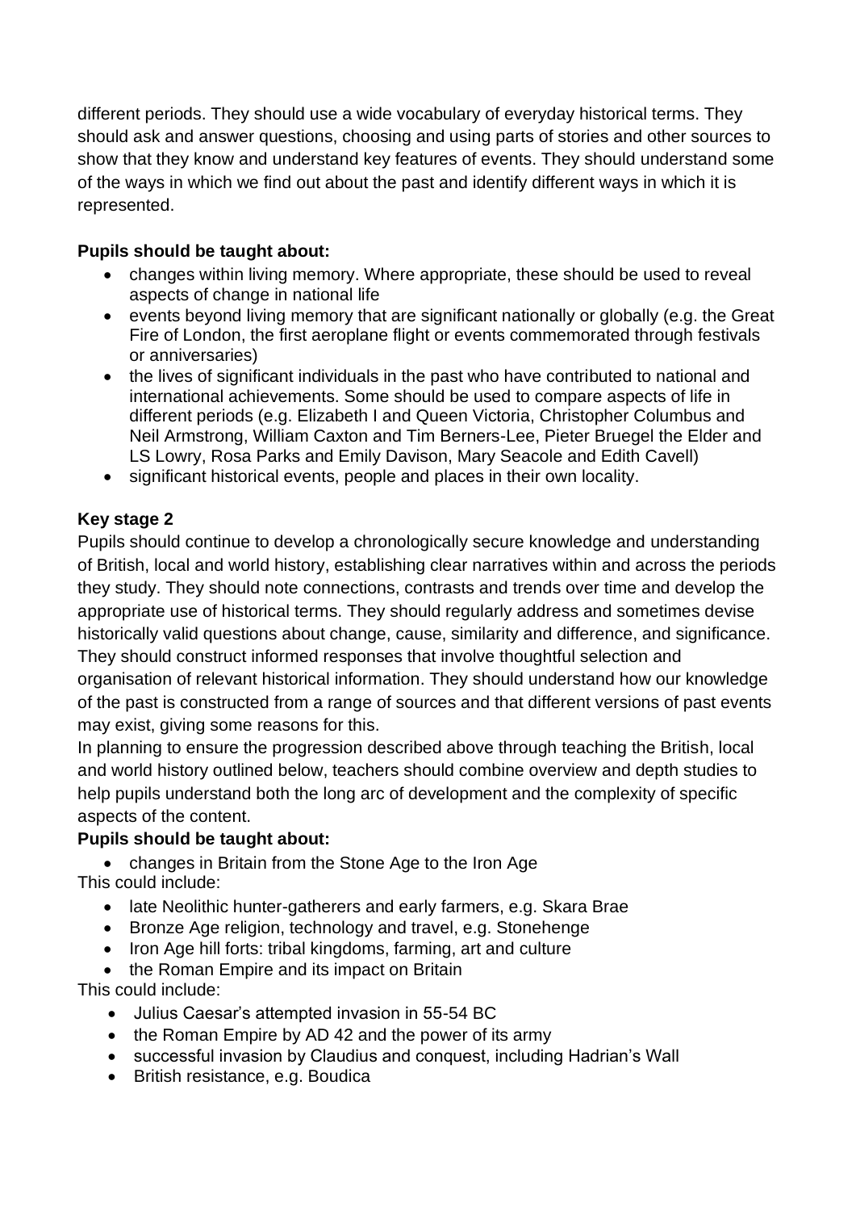different periods. They should use a wide vocabulary of everyday historical terms. They should ask and answer questions, choosing and using parts of stories and other sources to show that they know and understand key features of events. They should understand some of the ways in which we find out about the past and identify different ways in which it is represented.

**Pupils should be taught about:**

- changes within living memory. Where appropriate, these should be used to reveal aspects of change in national life
- events beyond living memory that are significant nationally or globally (e.g. the Great Fire of London, the first aeroplane flight or events commemorated through festivals or anniversaries)
- the lives of significant individuals in the past who have contributed to national and international achievements. Some should be used to compare aspects of life in different periods (e.g. Elizabeth I and Queen Victoria, Christopher Columbus and Neil Armstrong, William Caxton and Tim Berners-Lee, Pieter Bruegel the Elder and LS Lowry, Rosa Parks and Emily Davison, Mary Seacole and Edith Cavell)
- significant historical events, people and places in their own locality.

**Key stage 2**

Pupils should continue to develop a chronologically secure knowledge and understanding of British, local and world history, establishing clear narratives within and across the periods they study. They should note connections, contrasts and trends over time and develop the appropriate use of historical terms. They should regularly address and sometimes devise historically valid questions about change, cause, similarity and difference, and significance. They should construct informed responses that involve thoughtful selection and organisation of relevant historical information. They should understand how our knowledge of the past is constructed from a range of sources and that different versions of past events may exist, giving some reasons for this.

In planning to ensure the progression described above through teaching the British, local and world history outlined below, teachers should combine overview and depth studies to help pupils understand both the long arc of development and the complexity of specific aspects of the content.

**Pupils should be taught about:**

- changes in Britain from the Stone Age to the Iron Age

This could include:

- late Neolithic hunter-gatherers and early farmers, e.g. Skara Brae
- Bronze Age religion, technology and travel, e.g. Stonehenge
- Iron Age hill forts: tribal kingdoms, farming, art and culture
- the Roman Empire and its impact on Britain

This could include:

- Julius Caesar's attempted invasion in 55-54 BC
- the Roman Empire by AD 42 and the power of its army
- successful invasion by Claudius and conquest, including Hadrian's Wall
- British resistance, e.g. Boudica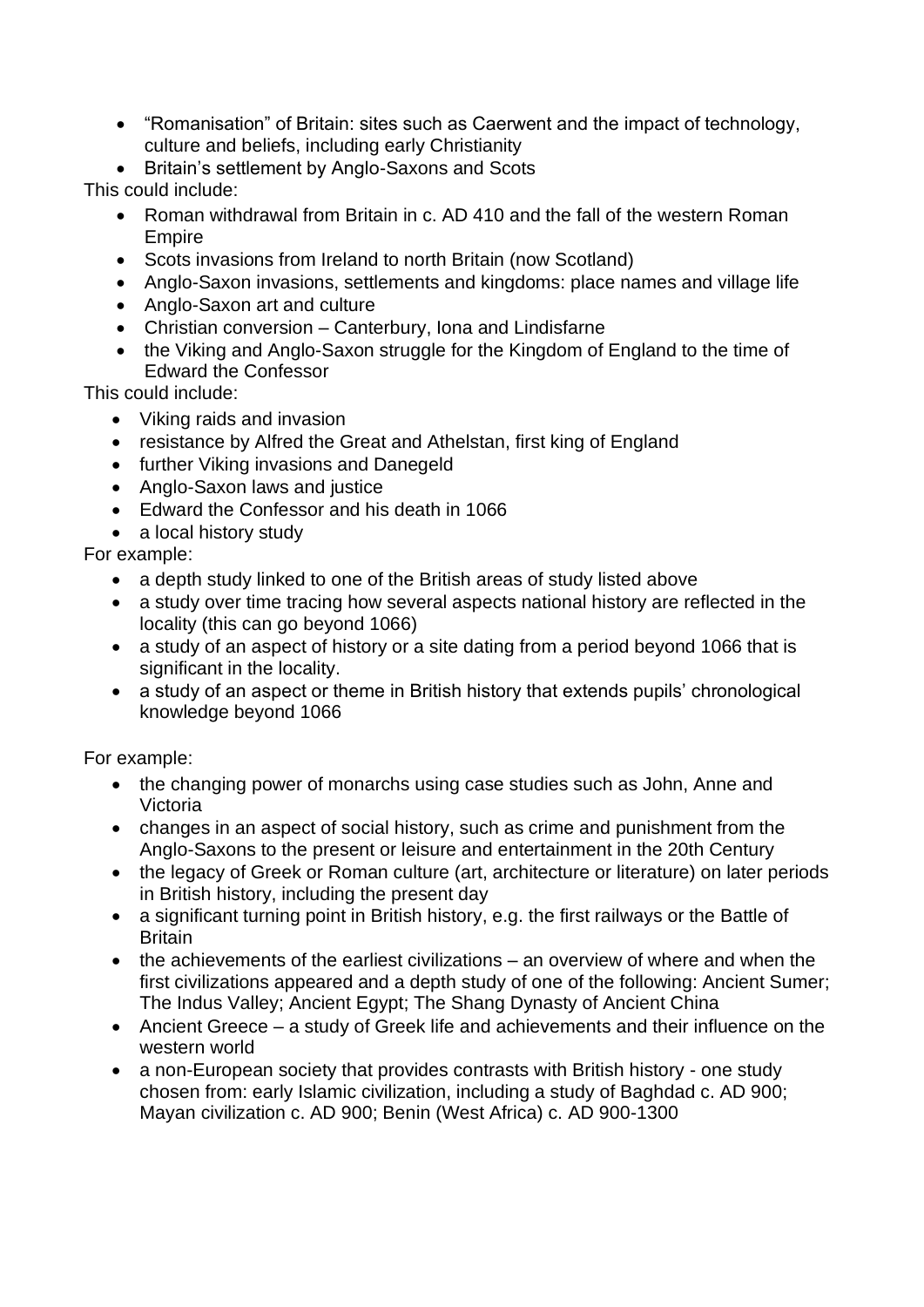- "Romanisation" of Britain: sites such as Caerwent and the impact of technology, culture and beliefs, including early Christianity
- Britain's settlement by Anglo-Saxons and Scots

This could include:

- Roman withdrawal from Britain in c. AD 410 and the fall of the western Roman Empire
- Scots invasions from Ireland to north Britain (now Scotland)
- Anglo-Saxon invasions, settlements and kingdoms: place names and village life
- Anglo-Saxon art and culture
- Christian conversion – Canterbury, Iona and Lindisfarne
- the Viking and Anglo-Saxon struggle for the Kingdom of England to the time of Edward the Confessor

This could include:

- Viking raids and invasion
- resistance by Alfred the Great and Athelstan, first king of England
- further Viking invasions and Danegeld
- Anglo-Saxon laws and justice
- Edward the Confessor and his death in 1066
- a local history study

For example:

- a depth study linked to one of the British areas of study listed above
- a study over time tracing how several aspects national history are reflected in the locality (this can go beyond 1066)
- a study of an aspect of history or a site dating from a period beyond 1066 that is significant in the locality.
- a study of an aspect or theme in British history that extends pupils' chronological knowledge beyond 1066

For example:

- the changing power of monarchs using case studies such as John, Anne and Victoria
- changes in an aspect of social history, such as crime and punishment from the Anglo-Saxons to the present or leisure and entertainment in the 20th Century
- the legacy of Greek or Roman culture (art, architecture or literature) on later periods in British history, including the present day
- a significant turning point in British history, e.g. the first railways or the Battle of Britain
- the achievements of the earliest civilizations – an overview of where and when the first civilizations appeared and a depth study of one of the following: Ancient Sumer; The Indus Valley; Ancient Egypt; The Shang Dynasty of Ancient China
- Ancient Greece – a study of Greek life and achievements and their influence on the western world
- a non-European society that provides contrasts with British history - one study chosen from: early Islamic civilization, including a study of Baghdad c. AD 900; Mayan civilization c. AD 900; Benin (West Africa) c. AD 900-1300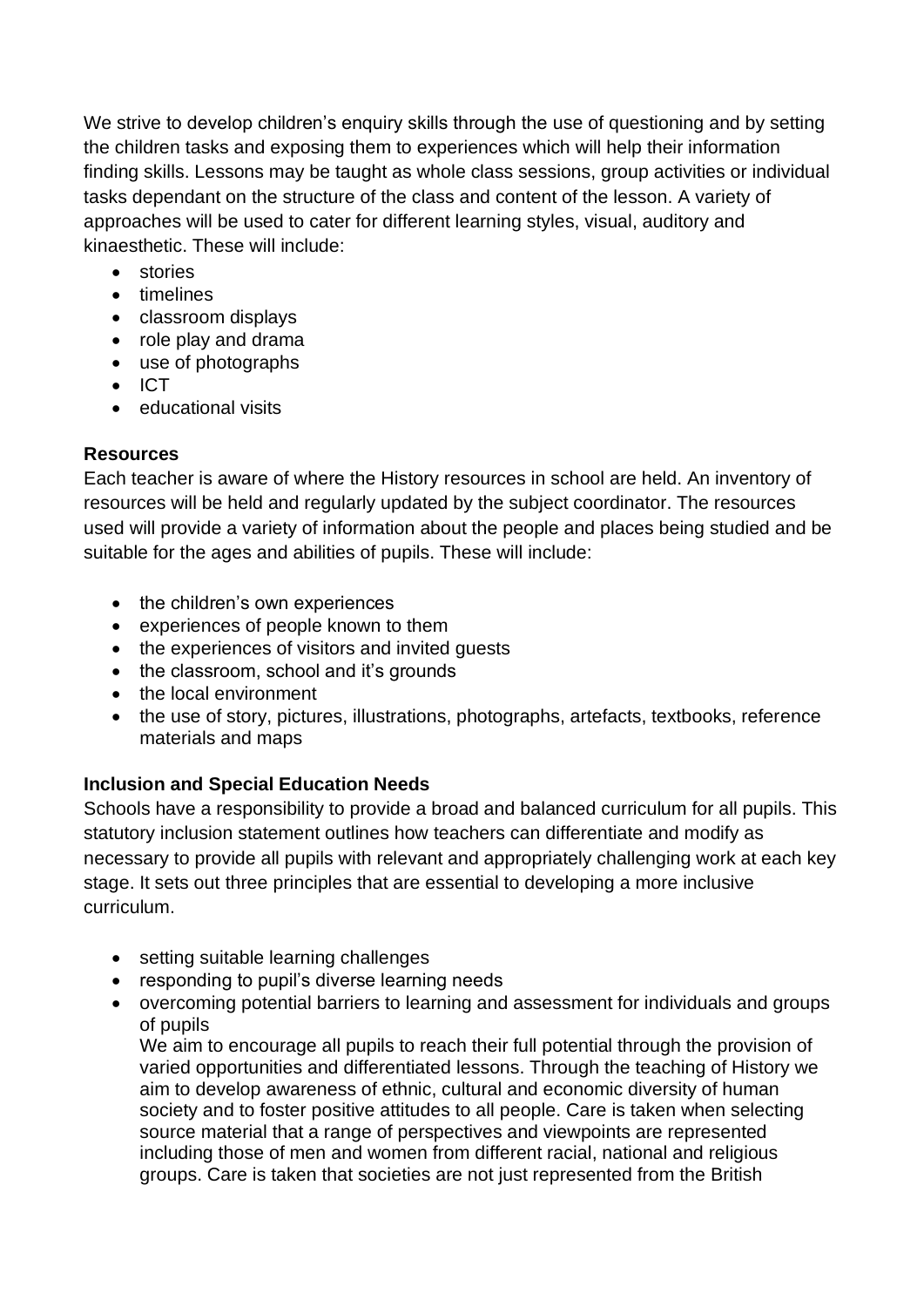We strive to develop children's enquiry skills through the use of questioning and by setting the children tasks and exposing them to experiences which will help their information finding skills. Lessons may be taught as whole class sessions, group activities or individual tasks dependant on the structure of the class and content of the lesson. A variety of approaches will be used to cater for different learning styles, visual, auditory and kinaesthetic. These will include:

- stories
- timelines
- classroom displays
- role play and drama
- use of photographs
- ICT
- educational visits

**Resources**

Each teacher is aware of where the History resources in school are held. An inventory of resources will be held and regularly updated by the subject coordinator. The resources used will provide a variety of information about the people and places being studied and be suitable for the ages and abilities of pupils. These will include:

- the children's own experiences
- experiences of people known to them
- the experiences of visitors and invited guests
- the classroom, school and it's grounds
- the local environment
- the use of story, pictures, illustrations, photographs, artefacts, textbooks, reference materials and maps

**Inclusion and Special Education Needs**

Schools have a responsibility to provide a broad and balanced curriculum for all pupils. This statutory inclusion statement outlines how teachers can differentiate and modify as necessary to provide all pupils with relevant and appropriately challenging work at each key stage. It sets out three principles that are essential to developing a more inclusive curriculum.

- setting suitable learning challenges
- responding to pupil's diverse learning needs
- overcoming potential barriers to learning and assessment for individuals and groups of pupils

  We aim to encourage all pupils to reach their full potential through the provision of varied opportunities and differentiated lessons. Through the teaching of History we aim to develop awareness of ethnic, cultural and economic diversity of human society and to foster positive attitudes to all people. Care is taken when selecting source material that a range of perspectives and viewpoints are represented including those of men and women from different racial, national and religious groups. Care is taken that societies are not just represented from the British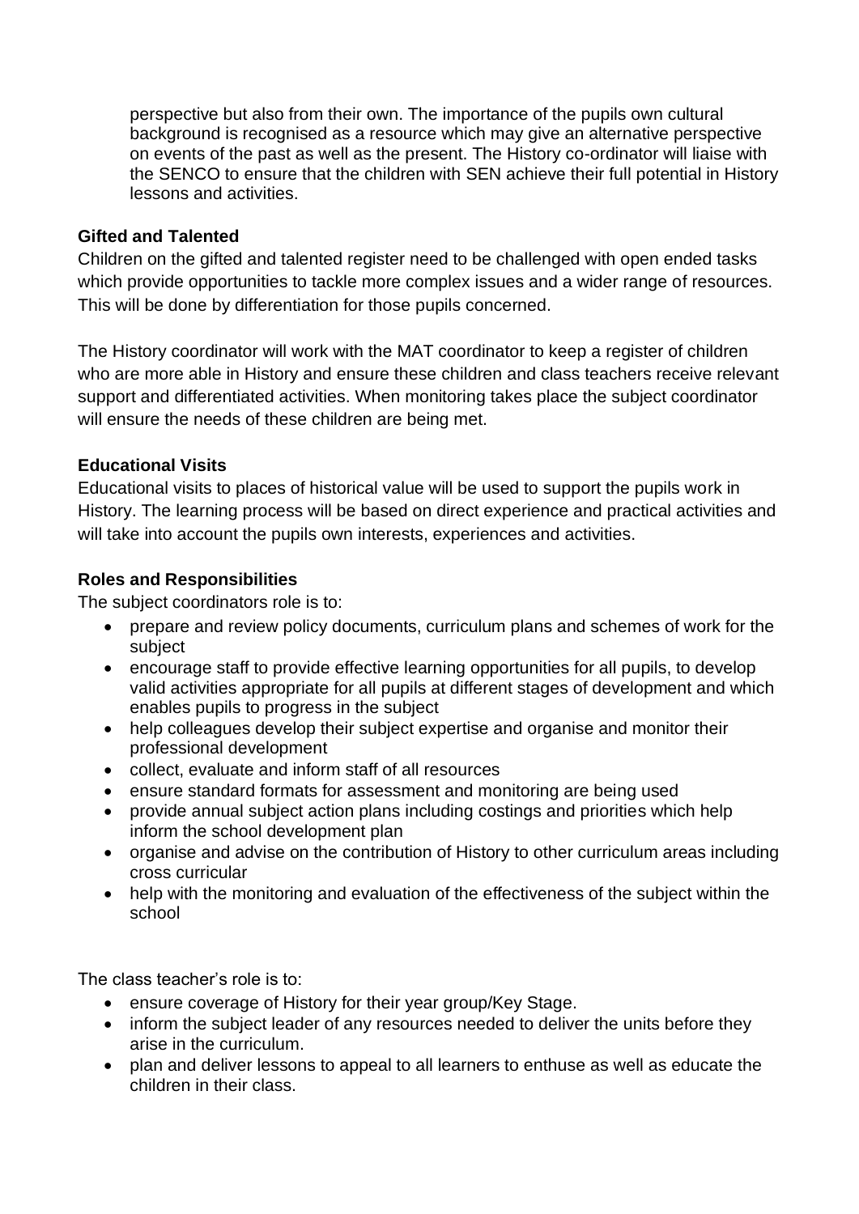perspective but also from their own. The importance of the pupils own cultural background is recognised as a resource which may give an alternative perspective on events of the past as well as the present. The History co-ordinator will liaise with the SENCO to ensure that the children with SEN achieve their full potential in History lessons and activities.

**Gifted and Talented**

Children on the gifted and talented register need to be challenged with open ended tasks which provide opportunities to tackle more complex issues and a wider range of resources. This will be done by differentiation for those pupils concerned.

The History coordinator will work with the MAT coordinator to keep a register of children who are more able in History and ensure these children and class teachers receive relevant support and differentiated activities. When monitoring takes place the subject coordinator will ensure the needs of these children are being met.

**Educational Visits**

Educational visits to places of historical value will be used to support the pupils work in History. The learning process will be based on direct experience and practical activities and will take into account the pupils own interests, experiences and activities.

**Roles and Responsibilities**

The subject coordinators role is to:

- prepare and review policy documents, curriculum plans and schemes of work for the subject
- encourage staff to provide effective learning opportunities for all pupils, to develop valid activities appropriate for all pupils at different stages of development and which enables pupils to progress in the subject
- help colleagues develop their subject expertise and organise and monitor their professional development
- collect, evaluate and inform staff of all resources
- ensure standard formats for assessment and monitoring are being used
- provide annual subject action plans including costings and priorities which help inform the school development plan
- organise and advise on the contribution of History to other curriculum areas including cross curricular
- help with the monitoring and evaluation of the effectiveness of the subject within the school

The class teacher's role is to:

- ensure coverage of History for their year group/Key Stage.
- inform the subject leader of any resources needed to deliver the units before they arise in the curriculum.
- plan and deliver lessons to appeal to all learners to enthuse as well as educate the children in their class.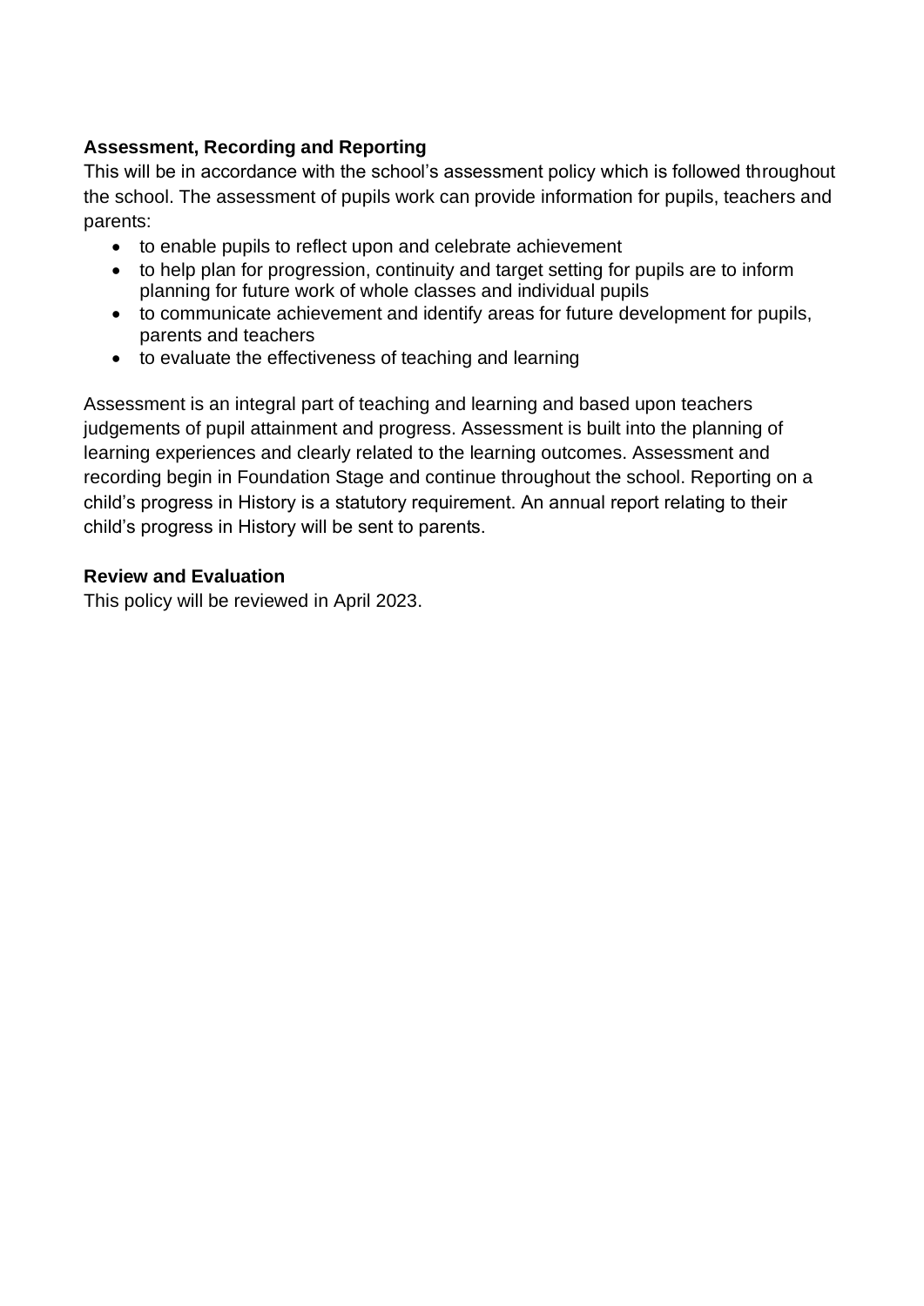**Assessment, Recording and Reporting**

This will be in accordance with the school's assessment policy which is followed throughout the school. The assessment of pupils work can provide information for pupils, teachers and parents:

- to enable pupils to reflect upon and celebrate achievement
- to help plan for progression, continuity and target setting for pupils are to inform planning for future work of whole classes and individual pupils
- to communicate achievement and identify areas for future development for pupils, parents and teachers
- to evaluate the effectiveness of teaching and learning

Assessment is an integral part of teaching and learning and based upon teachers judgements of pupil attainment and progress. Assessment is built into the planning of learning experiences and clearly related to the learning outcomes. Assessment and recording begin in Foundation Stage and continue throughout the school. Reporting on a child's progress in History is a statutory requirement. An annual report relating to their child's progress in History will be sent to parents.

**Review and Evaluation**

This policy will be reviewed in April 2023.